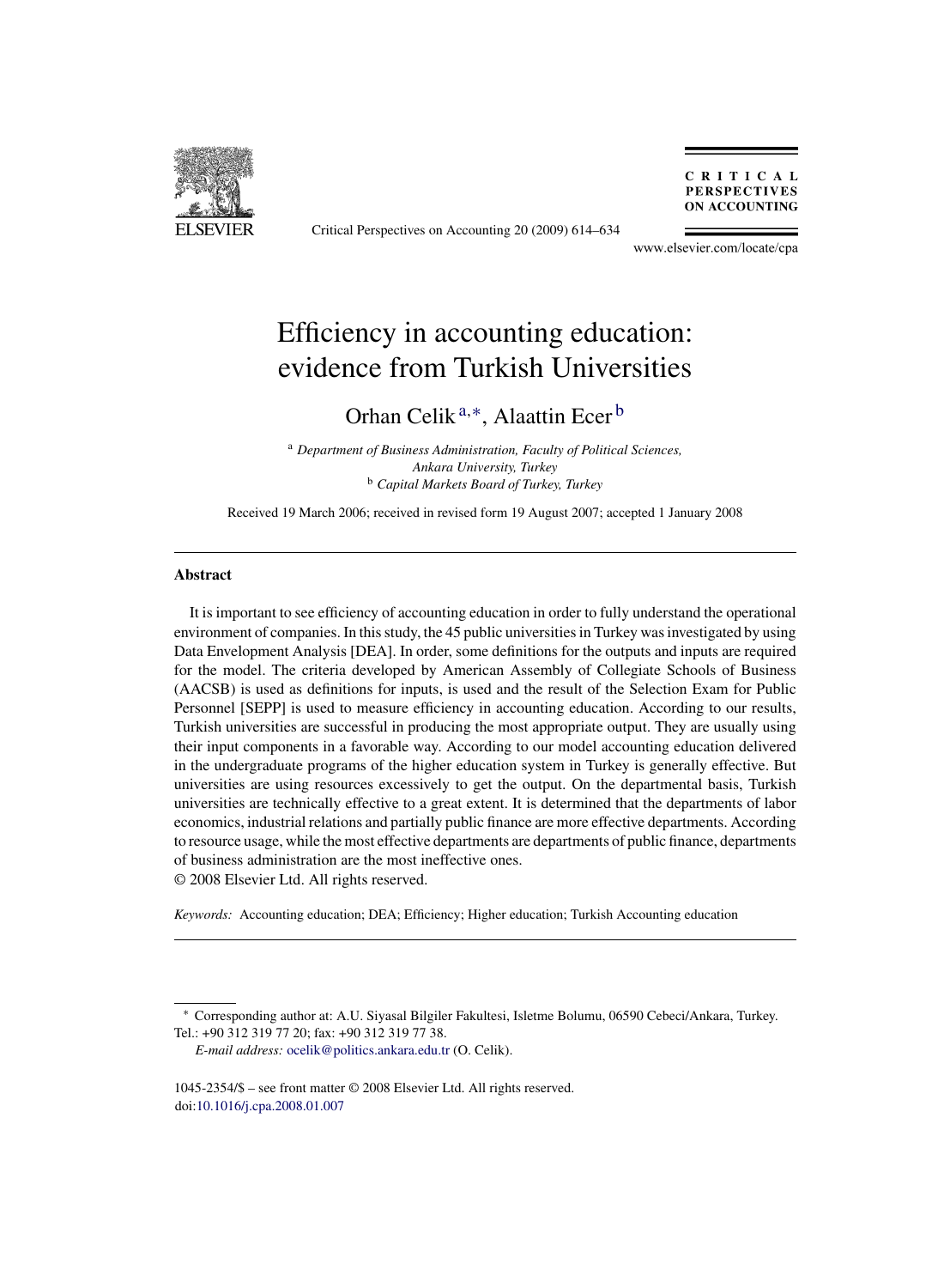# Efficiency in accounting education: evidence from Turkish Universities

Orhan Celik [a,*], Alaattin Ecer [b]

[a] *Department of Business Administration, Faculty of Political Sciences, Ankara University, Turkey*

[b] *Capital Markets Board of Turkey, Turkey*

Received 19 March 2006; received in revised form 19 August 2007; accepted 1 January 2008

## Abstract

It is important to see efficiency of accounting education in order to fully understand the operational environment of companies. In this study, the 45 public universities in Turkey was investigated by using Data Envelopment Analysis [DEA]. In order, some definitions for the outputs and inputs are required for the model. The criteria developed by American Assembly of Collegiate Schools of Business (AACSB) is used as definitions for inputs, is used and the result of the Selection Exam for Public Personnel [SEPP] is used to measure efficiency in accounting education. According to our results, Turkish universities are successful in producing the most appropriate output. They are usually using their input components in a favorable way. According to our model accounting education delivered in the undergraduate programs of the higher education system in Turkey is generally effective. But universities are using resources excessively to get the output. On the departmental basis, Turkish universities are technically effective to a great extent. It is determined that the departments of labor economics, industrial relations and partially public finance are more effective departments. According to resource usage, while the most effective departments are departments of public finance, departments of business administration are the most ineffective ones.

© 2008 Elsevier Ltd. All rights reserved.

*Keywords:* Accounting education; DEA; Efficiency; Higher education; Turkish Accounting education

---

\* Corresponding author at: A.U. Siyasal Bilgiler Fakultesi, Isletme Bolumu, 06590 Cebeci/Ankara, Turkey. Tel.: +90 312 319 77 20; fax: +90 312 319 77 38.

*E-mail address:* ocelik@politics.ankara.edu.tr (O. Celik).

1045-2354/$ – see front matter © 2008 Elsevier Ltd. All rights reserved.
doi:10.1016/j.cpa.2008.01.007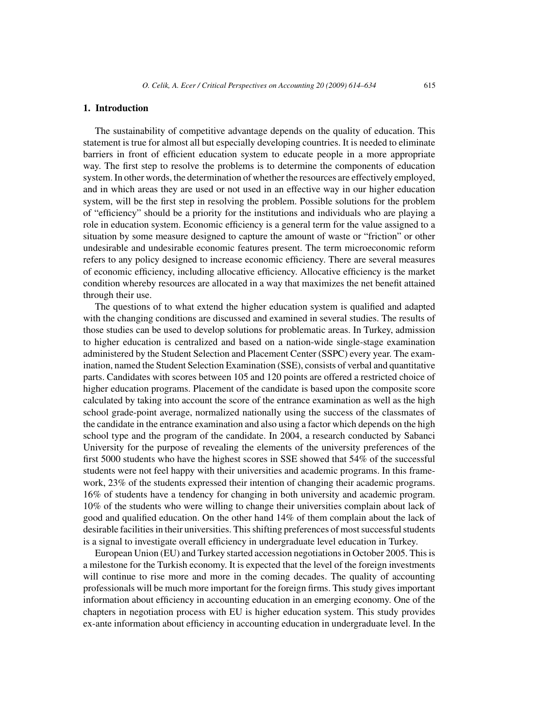## 1. Introduction

The sustainability of competitive advantage depends on the quality of education. This statement is true for almost all but especially developing countries. It is needed to eliminate barriers in front of efficient education system to educate people in a more appropriate way. The first step to resolve the problems is to determine the components of education system. In other words, the determination of whether the resources are effectively employed, and in which areas they are used or not used in an effective way in our higher education system, will be the first step in resolving the problem. Possible solutions for the problem of "efficiency" should be a priority for the institutions and individuals who are playing a role in education system. Economic efficiency is a general term for the value assigned to a situation by some measure designed to capture the amount of waste or "friction" or other undesirable and undesirable economic features present. The term microeconomic reform refers to any policy designed to increase economic efficiency. There are several measures of economic efficiency, including allocative efficiency. Allocative efficiency is the market condition whereby resources are allocated in a way that maximizes the net benefit attained through their use.

The questions of to what extend the higher education system is qualified and adapted with the changing conditions are discussed and examined in several studies. The results of those studies can be used to develop solutions for problematic areas. In Turkey, admission to higher education is centralized and based on a nation-wide single-stage examination administered by the Student Selection and Placement Center (SSPC) every year. The examination, named the Student Selection Examination (SSE), consists of verbal and quantitative parts. Candidates with scores between 105 and 120 points are offered a restricted choice of higher education programs. Placement of the candidate is based upon the composite score calculated by taking into account the score of the entrance examination as well as the high school grade-point average, normalized nationally using the success of the classmates of the candidate in the entrance examination and also using a factor which depends on the high school type and the program of the candidate. In 2004, a research conducted by Sabanci University for the purpose of revealing the elements of the university preferences of the first 5000 students who have the highest scores in SSE showed that 54% of the successful students were not feel happy with their universities and academic programs. In this framework, 23% of the students expressed their intention of changing their academic programs. 16% of students have a tendency for changing in both university and academic program. 10% of the students who were willing to change their universities complain about lack of good and qualified education. On the other hand 14% of them complain about the lack of desirable facilities in their universities. This shifting preferences of most successful students is a signal to investigate overall efficiency in undergraduate level education in Turkey.

European Union (EU) and Turkey started accession negotiations in October 2005. This is a milestone for the Turkish economy. It is expected that the level of the foreign investments will continue to rise more and more in the coming decades. The quality of accounting professionals will be much more important for the foreign firms. This study gives important information about efficiency in accounting education in an emerging economy. One of the chapters in negotiation process with EU is higher education system. This study provides ex-ante information about efficiency in accounting education in undergraduate level. In the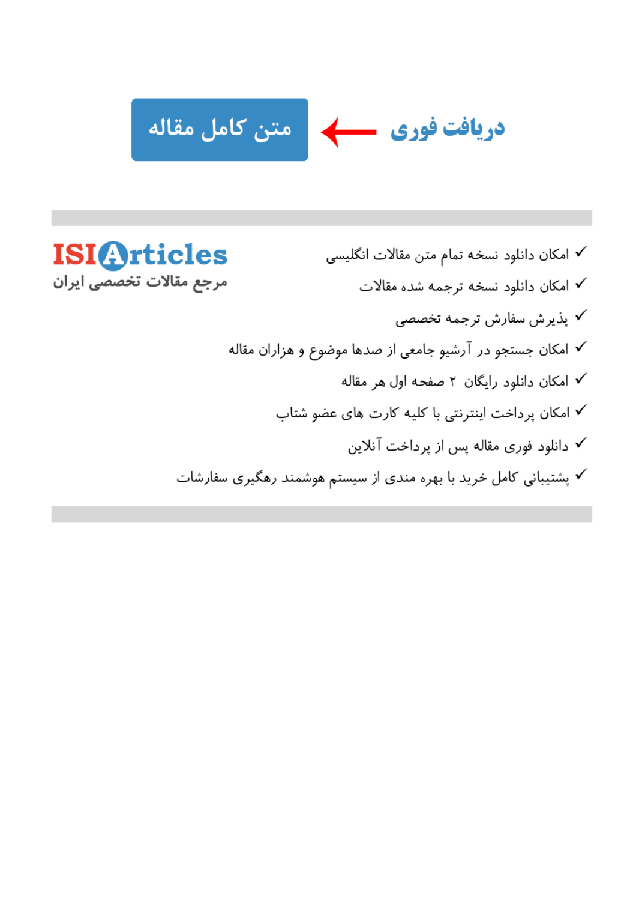دریافت فوری ← متن کامل مقاله

**ISIArticles**
مرجع مقالات تخصصی ایران

- ✓ امکان دانلود نسخه تمام متن مقالات انگلیسی
- ✓ امکان دانلود نسخه ترجمه شده مقالات
- ✓ پذیرش سفارش ترجمه تخصصی
- ✓ امکان جستجو در آرشیو جامعی از صدها موضوع و هزاران مقاله
- ✓ امکان دانلود رایگان ۲ صفحه اول هر مقاله
- ✓ امکان پرداخت اینترنتی با کلیه کارت های عضو شتاب
- ✓ دانلود فوری مقاله پس از پرداخت آنلاین
- ✓ پشتیبانی کامل خرید با بهره مندی از سیستم هوشمند رهگیری سفارشات